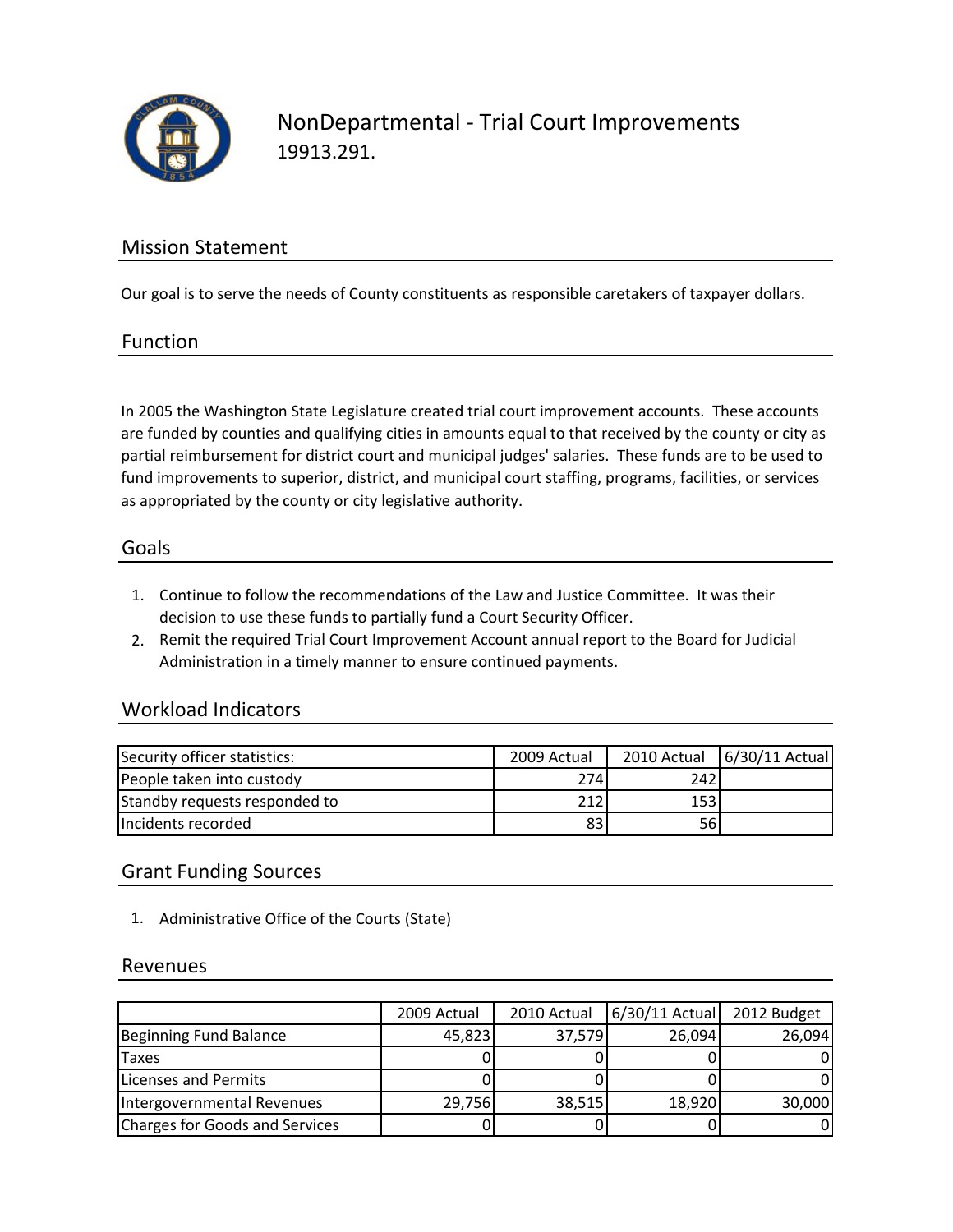# NonDepartmental - Trial Court Improvements

19913.291.

## Mission Statement

Our goal is to serve the needs of County constituents as responsible caretakers of taxpayer dollars.

## Function

In 2005 the Washington State Legislature created trial court improvement accounts. These accounts are funded by counties and qualifying cities in amounts equal to that received by the county or city as partial reimbursement for district court and municipal judges' salaries. These funds are to be used to fund improvements to superior, district, and municipal court staffing, programs, facilities, or services as appropriated by the county or city legislative authority.

## Goals

1. Continue to follow the recommendations of the Law and Justice Committee. It was their decision to use these funds to partially fund a Court Security Officer.
2. Remit the required Trial Court Improvement Account annual report to the Board for Judicial Administration in a timely manner to ensure continued payments.

## Workload Indicators

| Security officer statistics: | 2009 Actual | 2010 Actual | 6/30/11 Actual |
|---|---|---|---|
| People taken into custody | 274 | 242 | |
| Standby requests responded to | 212 | 153 | |
| Incidents recorded | 83 | 56 | |

## Grant Funding Sources

1. Administrative Office of the Courts (State)

## Revenues

| | 2009 Actual | 2010 Actual | 6/30/11 Actual | 2012 Budget |
|---|---|---|---|---|
| Beginning Fund Balance | 45,823 | 37,579 | 26,094 | 26,094 |
| Taxes | 0 | 0 | 0 | 0 |
| Licenses and Permits | 0 | 0 | 0 | 0 |
| Intergovernmental Revenues | 29,756 | 38,515 | 18,920 | 30,000 |
| Charges for Goods and Services | 0 | 0 | 0 | 0 |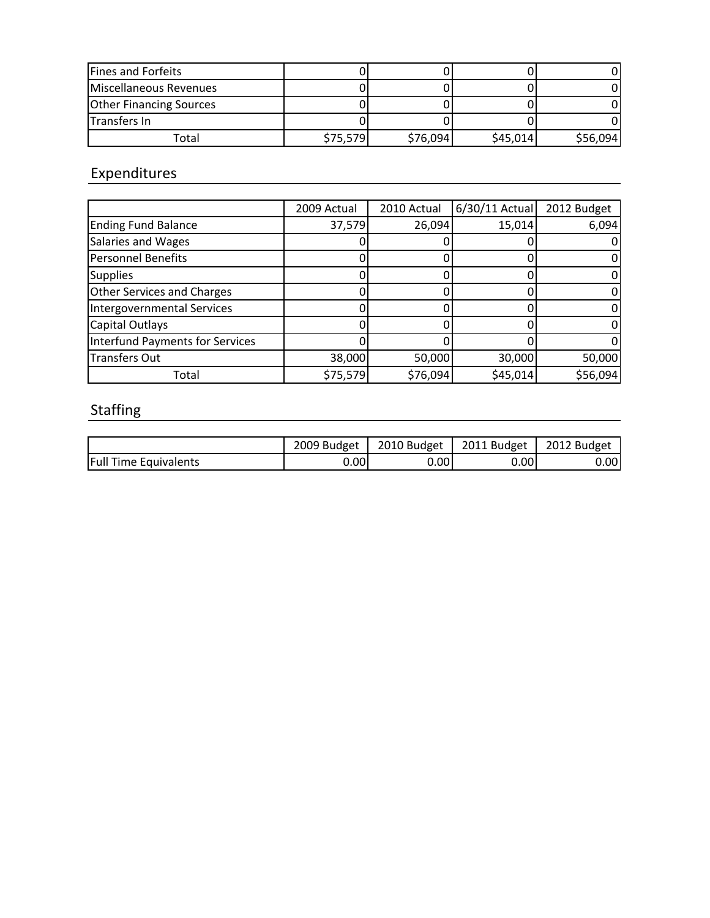| | | | | |
|---|---|---|---|---|
| Fines and Forfeits | 0 | 0 | 0 | 0 |
| Miscellaneous Revenues | 0 | 0 | 0 | 0 |
| Other Financing Sources | 0 | 0 | 0 | 0 |
| Transfers In | 0 | 0 | 0 | 0 |
| Total | $75,579 | $76,094 | $45,014 | $56,094 |

## Expenditures

| | 2009 Actual | 2010 Actual | 6/30/11 Actual | 2012 Budget |
|---|---|---|---|---|
| Ending Fund Balance | 37,579 | 26,094 | 15,014 | 6,094 |
| Salaries and Wages | 0 | 0 | 0 | 0 |
| Personnel Benefits | 0 | 0 | 0 | 0 |
| Supplies | 0 | 0 | 0 | 0 |
| Other Services and Charges | 0 | 0 | 0 | 0 |
| Intergovernmental Services | 0 | 0 | 0 | 0 |
| Capital Outlays | 0 | 0 | 0 | 0 |
| Interfund Payments for Services | 0 | 0 | 0 | 0 |
| Transfers Out | 38,000 | 50,000 | 30,000 | 50,000 |
| Total | $75,579 | $76,094 | $45,014 | $56,094 |

## Staffing

| | 2009 Budget | 2010 Budget | 2011 Budget | 2012 Budget |
|---|---|---|---|---|
| Full Time Equivalents | 0.00 | 0.00 | 0.00 | 0.00 |